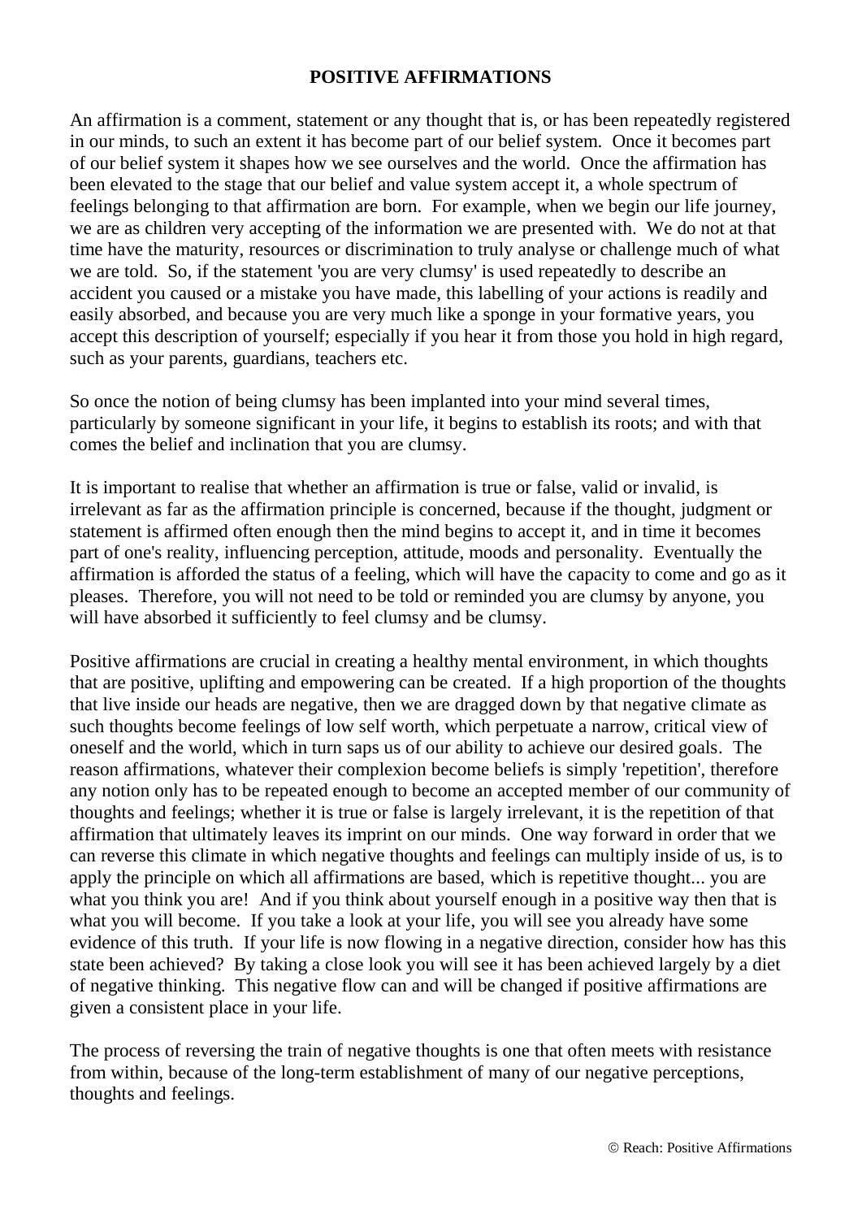# POSITIVE AFFIRMATIONS

An affirmation is a comment, statement or any thought that is, or has been repeatedly registered in our minds, to such an extent it has become part of our belief system. Once it becomes part of our belief system it shapes how we see ourselves and the world. Once the affirmation has been elevated to the stage that our belief and value system accept it, a whole spectrum of feelings belonging to that affirmation are born. For example, when we begin our life journey, we are as children very accepting of the information we are presented with. We do not at that time have the maturity, resources or discrimination to truly analyse or challenge much of what we are told. So, if the statement 'you are very clumsy' is used repeatedly to describe an accident you caused or a mistake you have made, this labelling of your actions is readily and easily absorbed, and because you are very much like a sponge in your formative years, you accept this description of yourself; especially if you hear it from those you hold in high regard, such as your parents, guardians, teachers etc.

So once the notion of being clumsy has been implanted into your mind several times, particularly by someone significant in your life, it begins to establish its roots; and with that comes the belief and inclination that you are clumsy.

It is important to realise that whether an affirmation is true or false, valid or invalid, is irrelevant as far as the affirmation principle is concerned, because if the thought, judgment or statement is affirmed often enough then the mind begins to accept it, and in time it becomes part of one's reality, influencing perception, attitude, moods and personality. Eventually the affirmation is afforded the status of a feeling, which will have the capacity to come and go as it pleases. Therefore, you will not need to be told or reminded you are clumsy by anyone, you will have absorbed it sufficiently to feel clumsy and be clumsy.

Positive affirmations are crucial in creating a healthy mental environment, in which thoughts that are positive, uplifting and empowering can be created. If a high proportion of the thoughts that live inside our heads are negative, then we are dragged down by that negative climate as such thoughts become feelings of low self worth, which perpetuate a narrow, critical view of oneself and the world, which in turn saps us of our ability to achieve our desired goals. The reason affirmations, whatever their complexion become beliefs is simply 'repetition', therefore any notion only has to be repeated enough to become an accepted member of our community of thoughts and feelings; whether it is true or false is largely irrelevant, it is the repetition of that affirmation that ultimately leaves its imprint on our minds. One way forward in order that we can reverse this climate in which negative thoughts and feelings can multiply inside of us, is to apply the principle on which all affirmations are based, which is repetitive thought... you are what you think you are! And if you think about yourself enough in a positive way then that is what you will become. If you take a look at your life, you will see you already have some evidence of this truth. If your life is now flowing in a negative direction, consider how has this state been achieved? By taking a close look you will see it has been achieved largely by a diet of negative thinking. This negative flow can and will be changed if positive affirmations are given a consistent place in your life.

The process of reversing the train of negative thoughts is one that often meets with resistance from within, because of the long-term establishment of many of our negative perceptions, thoughts and feelings.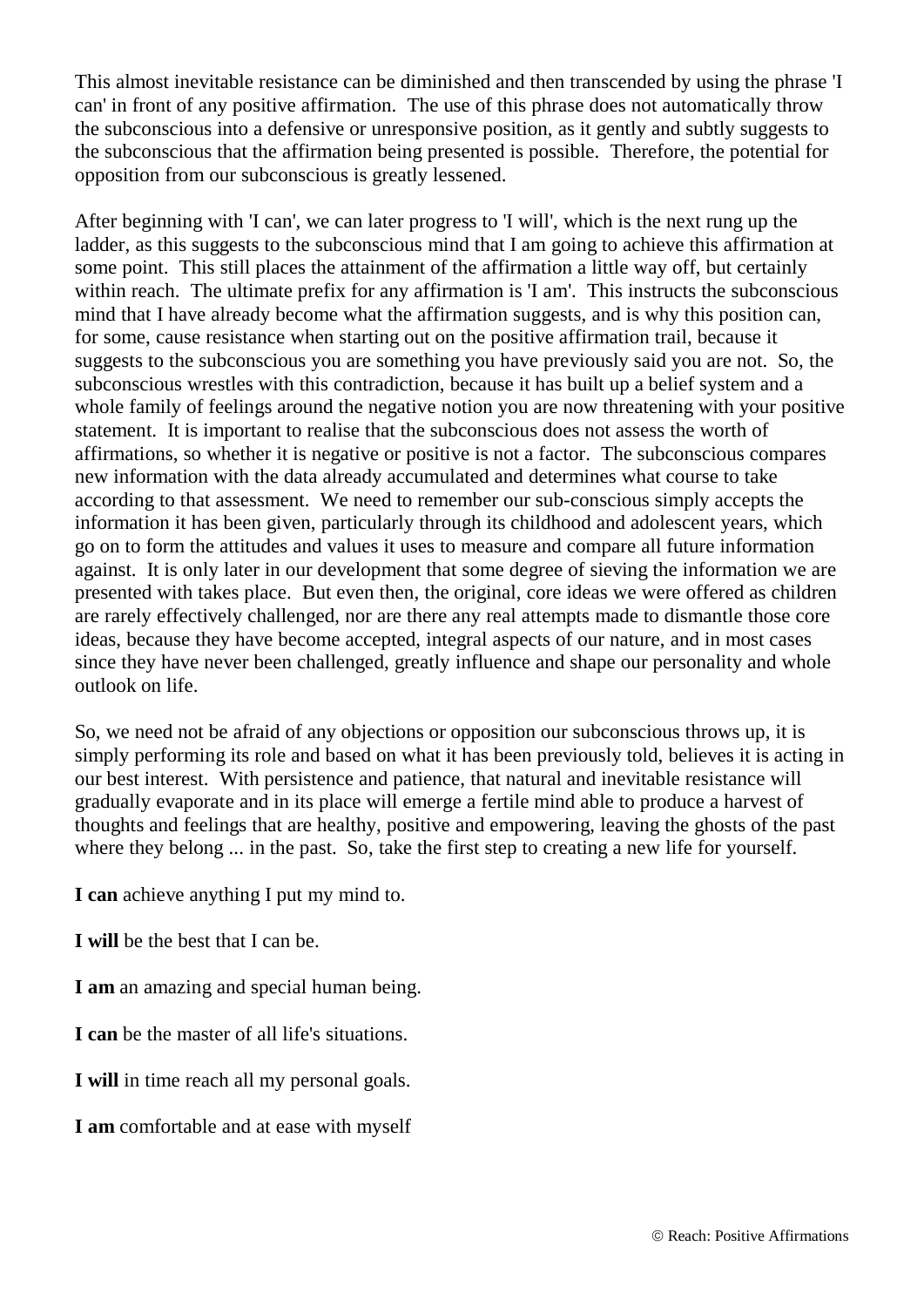This almost inevitable resistance can be diminished and then transcended by using the phrase 'I can' in front of any positive affirmation. The use of this phrase does not automatically throw the subconscious into a defensive or unresponsive position, as it gently and subtly suggests to the subconscious that the affirmation being presented is possible. Therefore, the potential for opposition from our subconscious is greatly lessened.

After beginning with 'I can', we can later progress to 'I will', which is the next rung up the ladder, as this suggests to the subconscious mind that I am going to achieve this affirmation at some point. This still places the attainment of the affirmation a little way off, but certainly within reach. The ultimate prefix for any affirmation is 'I am'. This instructs the subconscious mind that I have already become what the affirmation suggests, and is why this position can, for some, cause resistance when starting out on the positive affirmation trail, because it suggests to the subconscious you are something you have previously said you are not. So, the subconscious wrestles with this contradiction, because it has built up a belief system and a whole family of feelings around the negative notion you are now threatening with your positive statement. It is important to realise that the subconscious does not assess the worth of affirmations, so whether it is negative or positive is not a factor. The subconscious compares new information with the data already accumulated and determines what course to take according to that assessment. We need to remember our sub-conscious simply accepts the information it has been given, particularly through its childhood and adolescent years, which go on to form the attitudes and values it uses to measure and compare all future information against. It is only later in our development that some degree of sieving the information we are presented with takes place. But even then, the original, core ideas we were offered as children are rarely effectively challenged, nor are there any real attempts made to dismantle those core ideas, because they have become accepted, integral aspects of our nature, and in most cases since they have never been challenged, greatly influence and shape our personality and whole outlook on life.

So, we need not be afraid of any objections or opposition our subconscious throws up, it is simply performing its role and based on what it has been previously told, believes it is acting in our best interest. With persistence and patience, that natural and inevitable resistance will gradually evaporate and in its place will emerge a fertile mind able to produce a harvest of thoughts and feelings that are healthy, positive and empowering, leaving the ghosts of the past where they belong ... in the past. So, take the first step to creating a new life for yourself.

**I can** achieve anything I put my mind to.

**I will** be the best that I can be.

**I am** an amazing and special human being.

**I can** be the master of all life's situations.

**I will** in time reach all my personal goals.

**I am** comfortable and at ease with myself

© Reach: Positive Affirmations